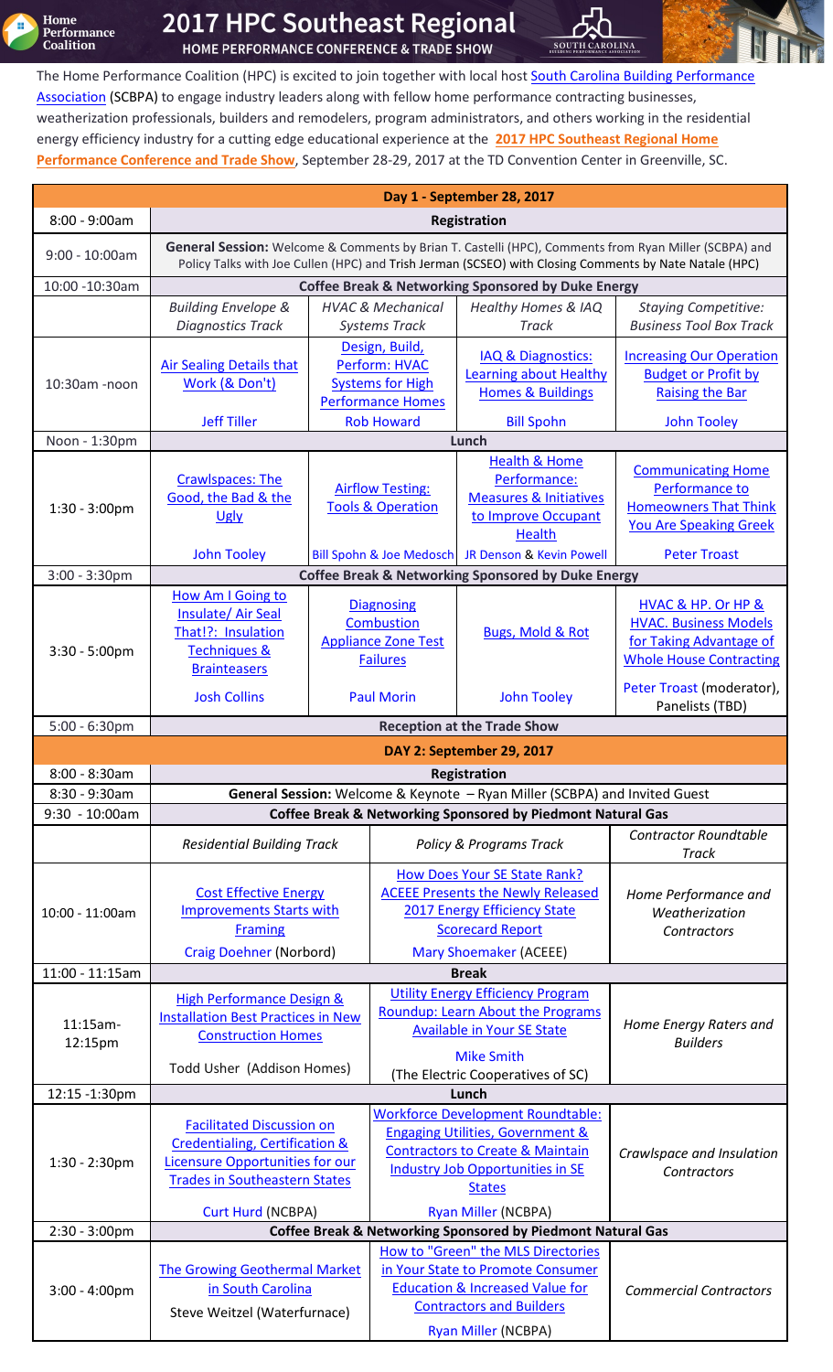# 2017 HPC Southeast Regional

## HOME PERFORMANCE CONFERENCE & TRADE SHOW

The Home Performance Coalition (HPC) is excited to join together with local host South Carolina Building Performance Association (SCBPA) to engage industry leaders along with fellow home performance contracting businesses, weatherization professionals, builders and remodelers, program administrators, and others working in the residential energy efficiency industry for a cutting edge educational experience at the **2017 HPC Southeast Regional Home Performance Conference and Trade Show**, September 28-29, 2017 at the TD Convention Center in Greenville, SC.

| | **Day 1 - September 28, 2017** | | | |
|---|---|---|---|---|
| 8:00 - 9:00am | **Registration** | | | |
| 9:00 - 10:00am | **General Session:** Welcome & Comments by Brian T. Castelli (HPC), Comments from Ryan Miller (SCBPA) and Policy Talks with Joe Cullen (HPC) and Trish Jerman (SCSEO) with Closing Comments by Nate Natale (HPC) | | | |
| 10:00 -10:30am | **Coffee Break & Networking Sponsored by Duke Energy** | | | |
| | *Building Envelope & Diagnostics Track* | *HVAC & Mechanical Systems Track* | *Healthy Homes & IAQ Track* | *Staying Competitive: Business Tool Box Track* |
| 10:30am -noon | Air Sealing Details that Work (& Don't)<br>Jeff Tiller | Design, Build, Perform: HVAC Systems for High Performance Homes<br>Rob Howard | IAQ & Diagnostics: Learning about Healthy Homes & Buildings<br>Bill Spohn | Increasing Our Operation Budget or Profit by Raising the Bar<br>John Tooley |
| Noon - 1:30pm | **Lunch** | | | |
| 1:30 - 3:00pm | Crawlspaces: The Good, the Bad & the Ugly<br>John Tooley | Airflow Testing: Tools & Operation<br>Bill Spohn & Joe Medosch | Health & Home Performance: Measures & Initiatives to Improve Occupant Health<br>JR Denson & Kevin Powell | Communicating Home Performance to Homeowners That Think You Are Speaking Greek<br>Peter Troast |
| 3:00 - 3:30pm | **Coffee Break & Networking Sponsored by Duke Energy** | | | |
| 3:30 - 5:00pm | How Am I Going to Insulate/ Air Seal That!?: Insulation Techniques & Brainteasers<br>Josh Collins | Diagnosing Combustion Appliance Zone Test Failures<br>Paul Morin | Bugs, Mold & Rot<br>John Tooley | HVAC & HP. Or HP & HVAC. Business Models for Taking Advantage of Whole House Contracting<br>Peter Troast (moderator), Panelists (TBD) |
| 5:00 - 6:30pm | **Reception at the Trade Show** | | | |

| | **DAY 2: September 29, 2017** | | |
|---|---|---|---|
| 8:00 - 8:30am | **Registration** | | |
| 8:30 - 9:30am | **General Session:** Welcome & Keynote – Ryan Miller (SCBPA) and Invited Guest | | |
| 9:30 - 10:00am | **Coffee Break & Networking Sponsored by Piedmont Natural Gas** | | |
| | *Residential Building Track* | *Policy & Programs Track* | *Contractor Roundtable Track* |
| 10:00 - 11:00am | Cost Effective Energy Improvements Starts with Framing<br>Craig Doehner (Norbord) | How Does Your SE State Rank? ACEEE Presents the Newly Released 2017 Energy Efficiency State Scorecard Report<br>Mary Shoemaker (ACEEE) | *Home Performance and Weatherization Contractors* |
| 11:00 - 11:15am | **Break** | | |
| 11:15am-12:15pm | High Performance Design & Installation Best Practices in New Construction Homes<br>Todd Usher (Addison Homes) | Utility Energy Efficiency Program Roundup: Learn About the Programs Available in Your SE State<br>Mike Smith<br>(The Electric Cooperatives of SC) | *Home Energy Raters and Builders* |
| 12:15 -1:30pm | **Lunch** | | |
| 1:30 - 2:30pm | Facilitated Discussion on Credentialing, Certification & Licensure Opportunities for our Trades in Southeastern States<br>Curt Hurd (NCBPA) | Workforce Development Roundtable: Engaging Utilities, Government & Contractors to Create & Maintain Industry Job Opportunities in SE States<br>Ryan Miller (NCBPA) | *Crawlspace and Insulation Contractors* |
| 2:30 - 3:00pm | **Coffee Break & Networking Sponsored by Piedmont Natural Gas** | | |
| 3:00 - 4:00pm | The Growing Geothermal Market in South Carolina<br>Steve Weitzel (Waterfurnace) | How to "Green" the MLS Directories in Your State to Promote Consumer Education & Increased Value for Contractors and Builders<br>Ryan Miller (NCBPA) | *Commercial Contractors* |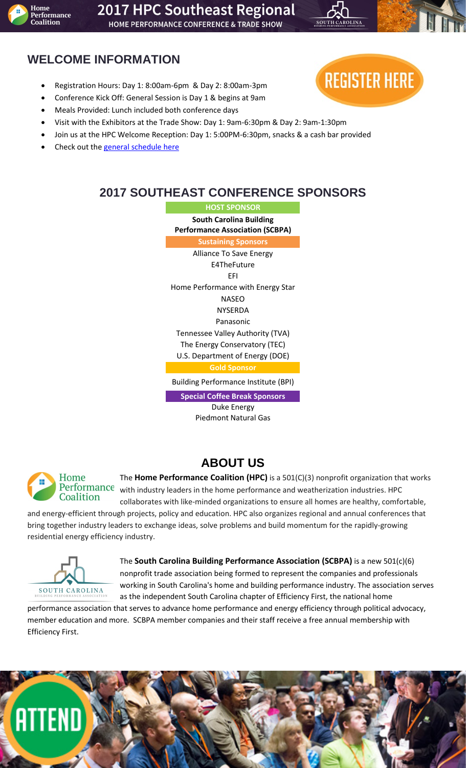## WELCOME INFORMATION

REGISTER HERE

- Registration Hours: Day 1: 8:00am-6pm & Day 2: 8:00am-3pm
- Conference Kick Off: General Session is Day 1 & begins at 9am
- Meals Provided: Lunch included both conference days
- Visit with the Exhibitors at the Trade Show: Day 1: 9am-6:30pm & Day 2: 9am-1:30pm
- Join us at the HPC Welcome Reception: Day 1: 5:00PM-6:30pm, snacks & a cash bar provided
- Check out the general schedule here

## 2017 SOUTHEAST CONFERENCE SPONSORS

**HOST SPONSOR**

**South Carolina Building Performance Association (SCBPA)**

**Sustaining Sponsors**

Alliance To Save Energy
E4TheFuture
EFI
Home Performance with Energy Star
NASEO
NYSERDA
Panasonic
Tennessee Valley Authority (TVA)
The Energy Conservatory (TEC)
U.S. Department of Energy (DOE)

**Gold Sponsor**

Building Performance Institute (BPI)

**Special Coffee Break Sponsors**

Duke Energy
Piedmont Natural Gas

## ABOUT US

The **Home Performance Coalition (HPC)** is a 501(C)(3) nonprofit organization that works with industry leaders in the home performance and weatherization industries. HPC collaborates with like-minded organizations to ensure all homes are healthy, comfortable, and energy-efficient through projects, policy and education. HPC also organizes regional and annual conferences that bring together industry leaders to exchange ideas, solve problems and build momentum for the rapidly-growing residential energy efficiency industry.

The **South Carolina Building Performance Association (SCBPA)** is a new 501(c)(6) nonprofit trade association being formed to represent the companies and professionals working in South Carolina's home and building performance industry. The association serves as the independent South Carolina chapter of Efficiency First, the national home performance association that serves to advance home performance and energy efficiency through political advocacy, member education and more. SCBPA member companies and their staff receive a free annual membership with Efficiency First.

ATTEND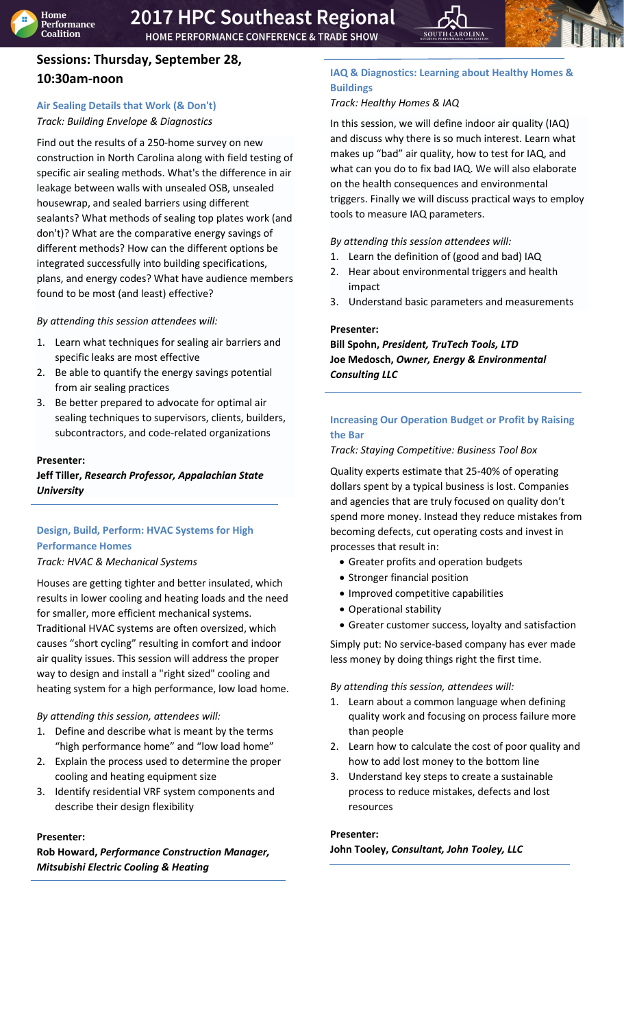## Sessions: Thursday, September 28, 10:30am-noon

### Air Sealing Details that Work (& Don't)

*Track: Building Envelope & Diagnostics*

Find out the results of a 250-home survey on new construction in North Carolina along with field testing of specific air sealing methods. What's the difference in air leakage between walls with unsealed OSB, unsealed housewrap, and sealed barriers using different sealants? What methods of sealing top plates work (and don't)? What are the comparative energy savings of different methods? How can the different options be integrated successfully into building specifications, plans, and energy codes? What have audience members found to be most (and least) effective?

*By attending this session attendees will:*

1. Learn what techniques for sealing air barriers and specific leaks are most effective
2. Be able to quantify the energy savings potential from air sealing practices
3. Be better prepared to advocate for optimal air sealing techniques to supervisors, clients, builders, subcontractors, and code-related organizations

**Presenter:**

**Jeff Tiller, *Research Professor, Appalachian State University***

### Design, Build, Perform: HVAC Systems for High Performance Homes

*Track: HVAC & Mechanical Systems*

Houses are getting tighter and better insulated, which results in lower cooling and heating loads and the need for smaller, more efficient mechanical systems. Traditional HVAC systems are often oversized, which causes "short cycling" resulting in comfort and indoor air quality issues. This session will address the proper way to design and install a "right sized" cooling and heating system for a high performance, low load home.

*By attending this session, attendees will:*

1. Define and describe what is meant by the terms "high performance home" and "low load home"
2. Explain the process used to determine the proper cooling and heating equipment size
3. Identify residential VRF system components and describe their design flexibility

**Presenter:**

**Rob Howard, *Performance Construction Manager, Mitsubishi Electric Cooling & Heating***

### IAQ & Diagnostics: Learning about Healthy Homes & Buildings

*Track: Healthy Homes & IAQ*

In this session, we will define indoor air quality (IAQ) and discuss why there is so much interest. Learn what makes up "bad" air quality, how to test for IAQ, and what can you do to fix bad IAQ. We will also elaborate on the health consequences and environmental triggers. Finally we will discuss practical ways to employ tools to measure IAQ parameters.

*By attending this session attendees will:*

1. Learn the definition of (good and bad) IAQ
2. Hear about environmental triggers and health impact
3. Understand basic parameters and measurements

**Presenter:**

**Bill Spohn, *President, TruTech Tools, LTD***
**Joe Medosch, *Owner, Energy & Environmental Consulting LLC***

### Increasing Our Operation Budget or Profit by Raising the Bar

*Track: Staying Competitive: Business Tool Box*

Quality experts estimate that 25-40% of operating dollars spent by a typical business is lost. Companies and agencies that are truly focused on quality don't spend more money. Instead they reduce mistakes from becoming defects, cut operating costs and invest in processes that result in:

- Greater profits and operation budgets
- Stronger financial position
- Improved competitive capabilities
- Operational stability
- Greater customer success, loyalty and satisfaction

Simply put: No service-based company has ever made less money by doing things right the first time.

*By attending this session, attendees will:*

1. Learn about a common language when defining quality work and focusing on process failure more than people
2. Learn how to calculate the cost of poor quality and how to add lost money to the bottom line
3. Understand key steps to create a sustainable process to reduce mistakes, defects and lost resources

**Presenter:**

**John Tooley, *Consultant, John Tooley, LLC***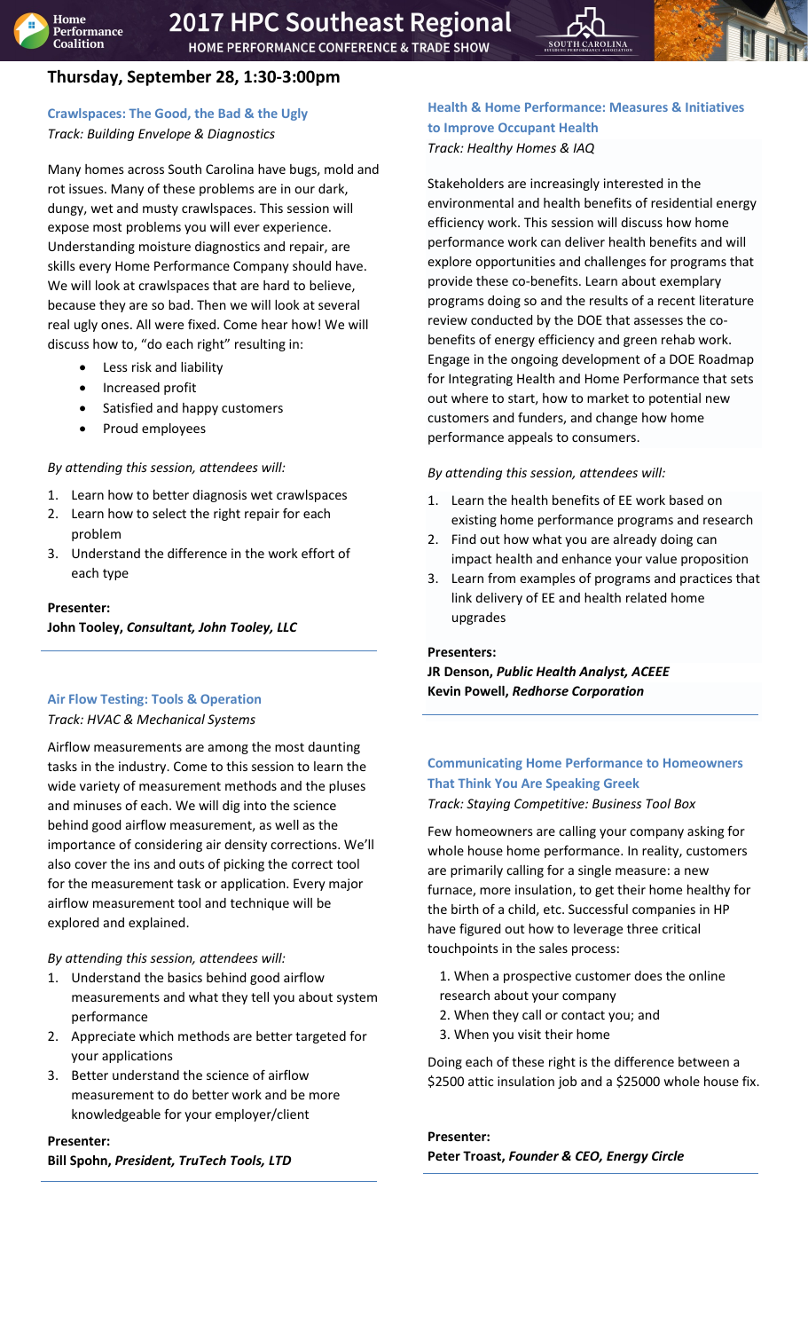## Thursday, September 28, 1:30-3:00pm

### Crawlspaces: The Good, the Bad & the Ugly

*Track: Building Envelope & Diagnostics*

Many homes across South Carolina have bugs, mold and rot issues. Many of these problems are in our dark, dungy, wet and musty crawlspaces. This session will expose most problems you will ever experience. Understanding moisture diagnostics and repair, are skills every Home Performance Company should have. We will look at crawlspaces that are hard to believe, because they are so bad. Then we will look at several real ugly ones. All were fixed. Come hear how! We will discuss how to, "do each right" resulting in:

- Less risk and liability
- Increased profit
- Satisfied and happy customers
- Proud employees

*By attending this session, attendees will:*

1. Learn how to better diagnosis wet crawlspaces
2. Learn how to select the right repair for each problem
3. Understand the difference in the work effort of each type

**Presenter:**
**John Tooley, *Consultant, John Tooley, LLC***

### Air Flow Testing: Tools & Operation

*Track: HVAC & Mechanical Systems*

Airflow measurements are among the most daunting tasks in the industry. Come to this session to learn the wide variety of measurement methods and the pluses and minuses of each. We will dig into the science behind good airflow measurement, as well as the importance of considering air density corrections. We'll also cover the ins and outs of picking the correct tool for the measurement task or application. Every major airflow measurement tool and technique will be explored and explained.

*By attending this session, attendees will:*

1. Understand the basics behind good airflow measurements and what they tell you about system performance
2. Appreciate which methods are better targeted for your applications
3. Better understand the science of airflow measurement to do better work and be more knowledgeable for your employer/client

**Presenter:**
**Bill Spohn, *President, TruTech Tools, LTD***

### Health & Home Performance: Measures & Initiatives to Improve Occupant Health

*Track: Healthy Homes & IAQ*

Stakeholders are increasingly interested in the environmental and health benefits of residential energy efficiency work. This session will discuss how home performance work can deliver health benefits and will explore opportunities and challenges for programs that provide these co-benefits. Learn about exemplary programs doing so and the results of a recent literature review conducted by the DOE that assesses the co-benefits of energy efficiency and green rehab work. Engage in the ongoing development of a DOE Roadmap for Integrating Health and Home Performance that sets out where to start, how to market to potential new customers and funders, and change how home performance appeals to consumers.

*By attending this session, attendees will:*

1. Learn the health benefits of EE work based on existing home performance programs and research
2. Find out how what you are already doing can impact health and enhance your value proposition
3. Learn from examples of programs and practices that link delivery of EE and health related home upgrades

**Presenters:**
**JR Denson, *Public Health Analyst, ACEEE***
**Kevin Powell, *Redhorse Corporation***

### Communicating Home Performance to Homeowners That Think You Are Speaking Greek

*Track: Staying Competitive: Business Tool Box*

Few homeowners are calling your company asking for whole house home performance. In reality, customers are primarily calling for a single measure: a new furnace, more insulation, to get their home healthy for the birth of a child, etc. Successful companies in HP have figured out how to leverage three critical touchpoints in the sales process:

1. When a prospective customer does the online research about your company
2. When they call or contact you; and
3. When you visit their home

Doing each of these right is the difference between a $2500 attic insulation job and a $25000 whole house fix.

**Presenter:**
**Peter Troast, *Founder & CEO, Energy Circle***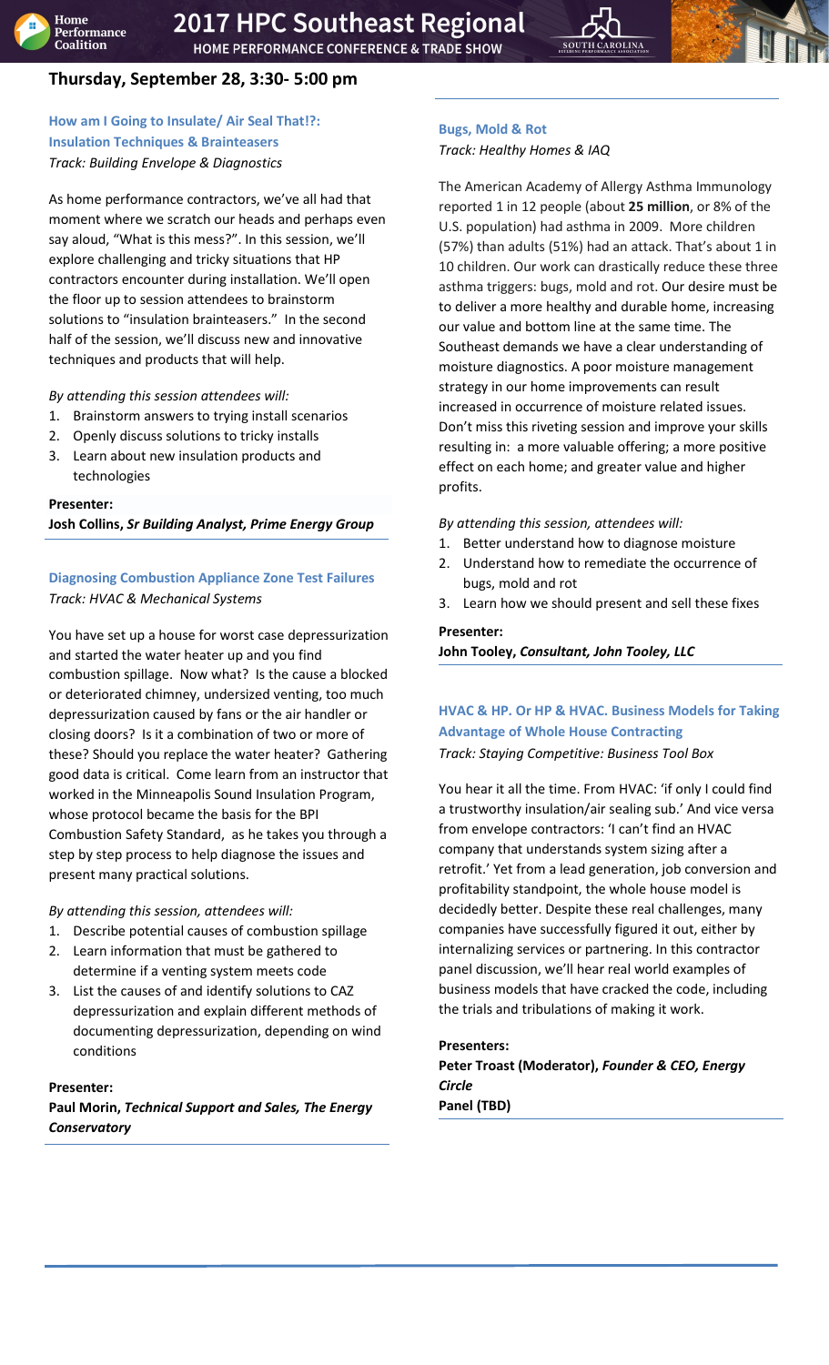## Thursday, September 28, 3:30- 5:00 pm

### How am I Going to Insulate/ Air Seal That!?: Insulation Techniques & Brainteasers

*Track: Building Envelope & Diagnostics*

As home performance contractors, we've all had that moment where we scratch our heads and perhaps even say aloud, "What is this mess?". In this session, we'll explore challenging and tricky situations that HP contractors encounter during installation. We'll open the floor up to session attendees to brainstorm solutions to "insulation brainteasers." In the second half of the session, we'll discuss new and innovative techniques and products that will help.

*By attending this session attendees will:*

1. Brainstorm answers to trying install scenarios
2. Openly discuss solutions to tricky installs
3. Learn about new insulation products and technologies

**Presenter:**
**Josh Collins, *Sr Building Analyst, Prime Energy Group***

### Diagnosing Combustion Appliance Zone Test Failures

*Track: HVAC & Mechanical Systems*

You have set up a house for worst case depressurization and started the water heater up and you find combustion spillage. Now what? Is the cause a blocked or deteriorated chimney, undersized venting, too much depressurization caused by fans or the air handler or closing doors? Is it a combination of two or more of these? Should you replace the water heater? Gathering good data is critical. Come learn from an instructor that worked in the Minneapolis Sound Insulation Program, whose protocol became the basis for the BPI Combustion Safety Standard, as he takes you through a step by step process to help diagnose the issues and present many practical solutions.

*By attending this session, attendees will:*

1. Describe potential causes of combustion spillage
2. Learn information that must be gathered to determine if a venting system meets code
3. List the causes of and identify solutions to CAZ depressurization and explain different methods of documenting depressurization, depending on wind conditions

**Presenter:**
**Paul Morin, *Technical Support and Sales, The Energy Conservatory***

### Bugs, Mold & Rot

*Track: Healthy Homes & IAQ*

The American Academy of Allergy Asthma Immunology reported 1 in 12 people (about **25 million**, or 8% of the U.S. population) had asthma in 2009. More children (57%) than adults (51%) had an attack. That's about 1 in 10 children. Our work can drastically reduce these three asthma triggers: bugs, mold and rot. Our desire must be to deliver a more healthy and durable home, increasing our value and bottom line at the same time. The Southeast demands we have a clear understanding of moisture diagnostics. A poor moisture management strategy in our home improvements can result increased in occurrence of moisture related issues. Don't miss this riveting session and improve your skills resulting in: a more valuable offering; a more positive effect on each home; and greater value and higher profits.

*By attending this session, attendees will:*

1. Better understand how to diagnose moisture
2. Understand how to remediate the occurrence of bugs, mold and rot
3. Learn how we should present and sell these fixes

**Presenter:**
**John Tooley, *Consultant, John Tooley, LLC***

### HVAC & HP. Or HP & HVAC. Business Models for Taking Advantage of Whole House Contracting

*Track: Staying Competitive: Business Tool Box*

You hear it all the time. From HVAC: 'if only I could find a trustworthy insulation/air sealing sub.' And vice versa from envelope contractors: 'I can't find an HVAC company that understands system sizing after a retrofit.' Yet from a lead generation, job conversion and profitability standpoint, the whole house model is decidedly better. Despite these real challenges, many companies have successfully figured it out, either by internalizing services or partnering. In this contractor panel discussion, we'll hear real world examples of business models that have cracked the code, including the trials and tribulations of making it work.

**Presenters:**
**Peter Troast (Moderator), *Founder & CEO, Energy Circle***
**Panel (TBD)**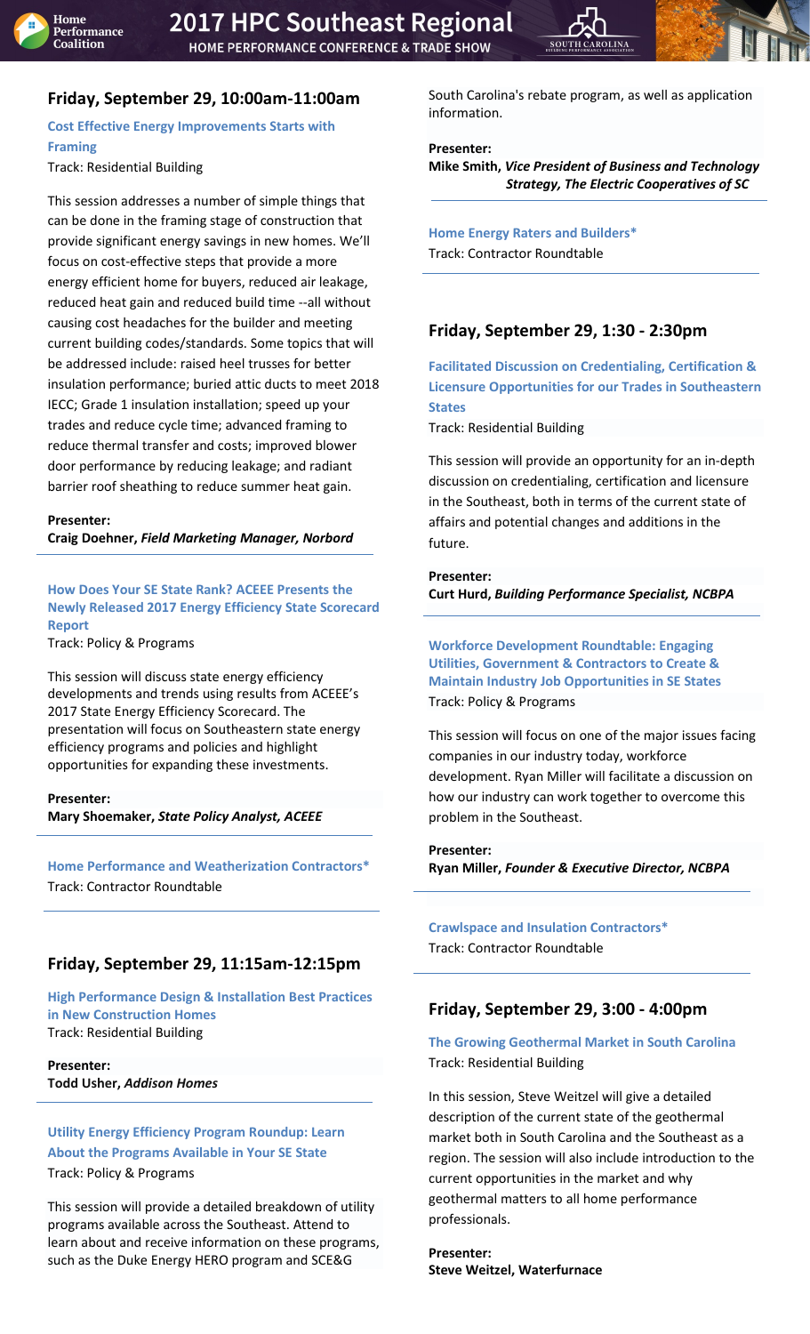## Friday, September 29, 10:00am-11:00am

**Cost Effective Energy Improvements Starts with Framing**
Track: Residential Building

This session addresses a number of simple things that can be done in the framing stage of construction that provide significant energy savings in new homes. We'll focus on cost-effective steps that provide a more energy efficient home for buyers, reduced air leakage, reduced heat gain and reduced build time --all without causing cost headaches for the builder and meeting current building codes/standards. Some topics that will be addressed include: raised heel trusses for better insulation performance; buried attic ducts to meet 2018 IECC; Grade 1 insulation installation; speed up your trades and reduce cycle time; advanced framing to reduce thermal transfer and costs; improved blower door performance by reducing leakage; and radiant barrier roof sheathing to reduce summer heat gain.

**Presenter:**
**Craig Doehner,** ***Field Marketing Manager, Norbord***

**How Does Your SE State Rank? ACEEE Presents the Newly Released 2017 Energy Efficiency State Scorecard Report**
Track: Policy & Programs

This session will discuss state energy efficiency developments and trends using results from ACEEE's 2017 State Energy Efficiency Scorecard. The presentation will focus on Southeastern state energy efficiency programs and policies and highlight opportunities for expanding these investments.

**Presenter:**
**Mary Shoemaker,** ***State Policy Analyst, ACEEE***

**Home Performance and Weatherization Contractors***
Track: Contractor Roundtable

## Friday, September 29, 11:15am-12:15pm

**High Performance Design & Installation Best Practices in New Construction Homes**
Track: Residential Building

**Presenter:**
**Todd Usher,** ***Addison Homes***

**Utility Energy Efficiency Program Roundup: Learn About the Programs Available in Your SE State**
Track: Policy & Programs

This session will provide a detailed breakdown of utility programs available across the Southeast. Attend to learn about and receive information on these programs, such as the Duke Energy HERO program and SCE&G South Carolina's rebate program, as well as application information.

**Presenter:**
**Mike Smith,** ***Vice President of Business and Technology Strategy, The Electric Cooperatives of SC***

**Home Energy Raters and Builders***
Track: Contractor Roundtable

## Friday, September 29, 1:30 - 2:30pm

**Facilitated Discussion on Credentialing, Certification & Licensure Opportunities for our Trades in Southeastern States**
Track: Residential Building

This session will provide an opportunity for an in-depth discussion on credentialing, certification and licensure in the Southeast, both in terms of the current state of affairs and potential changes and additions in the future.

**Presenter:**
**Curt Hurd,** ***Building Performance Specialist, NCBPA***

**Workforce Development Roundtable: Engaging Utilities, Government & Contractors to Create & Maintain Industry Job Opportunities in SE States**
Track: Policy & Programs

This session will focus on one of the major issues facing companies in our industry today, workforce development. Ryan Miller will facilitate a discussion on how our industry can work together to overcome this problem in the Southeast.

**Presenter:**
**Ryan Miller,** ***Founder & Executive Director, NCBPA***

**Crawlspace and Insulation Contractors***
Track: Contractor Roundtable

## Friday, September 29, 3:00 - 4:00pm

**The Growing Geothermal Market in South Carolina**
Track: Residential Building

In this session, Steve Weitzel will give a detailed description of the current state of the geothermal market both in South Carolina and the Southeast as a region. The session will also include introduction to the current opportunities in the market and why geothermal matters to all home performance professionals.

**Presenter:**
**Steve Weitzel, Waterfurnace**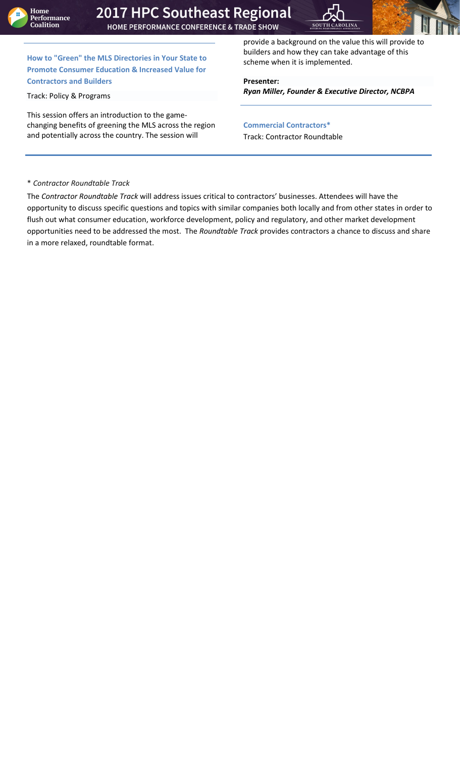### How to "Green" the MLS Directories in Your State to Promote Consumer Education & Increased Value for Contractors and Builders

Track: Policy & Programs

This session offers an introduction to the game-changing benefits of greening the MLS across the region and potentially across the country. The session will provide a background on the value this will provide to builders and how they can take advantage of this scheme when it is implemented.

**Presenter:**
***Ryan Miller, Founder & Executive Director, NCBPA***

### Commercial Contractors*

Track: Contractor Roundtable

\* *Contractor Roundtable Track*

The *Contractor Roundtable Track* will address issues critical to contractors' businesses. Attendees will have the opportunity to discuss specific questions and topics with similar companies both locally and from other states in order to flush out what consumer education, workforce development, policy and regulatory, and other market development opportunities need to be addressed the most. The *Roundtable Track* provides contractors a chance to discuss and share in a more relaxed, roundtable format.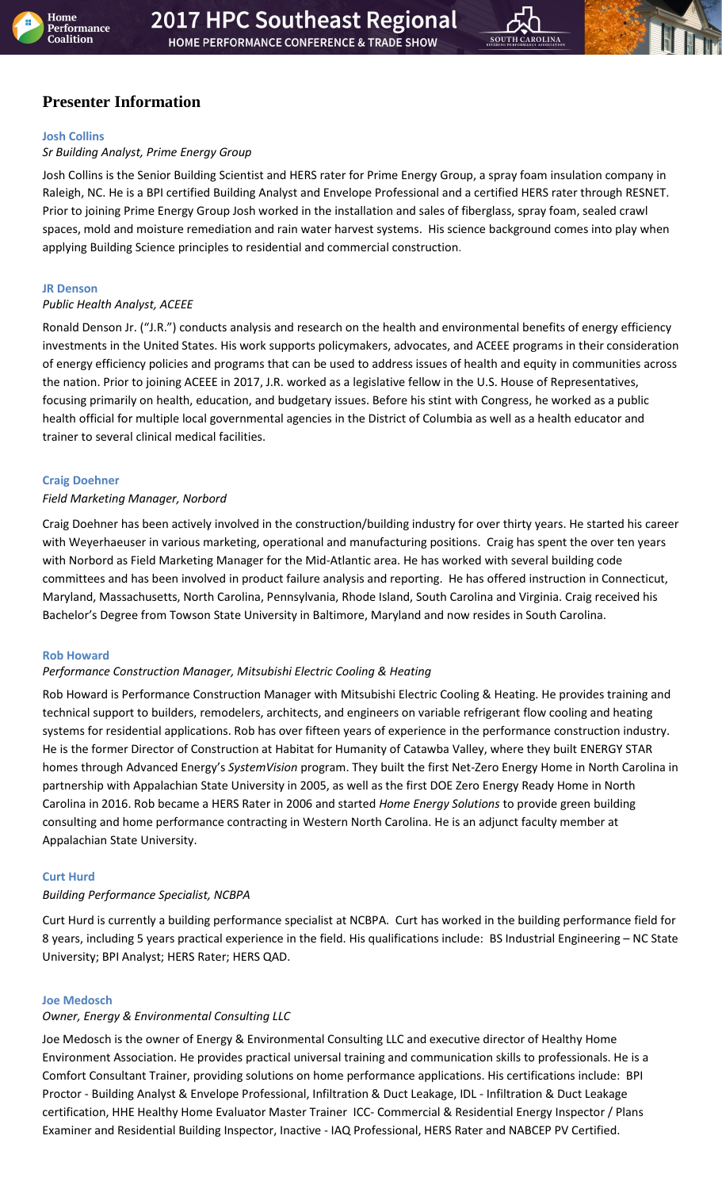## Presenter Information

### Josh Collins

*Sr Building Analyst, Prime Energy Group*

Josh Collins is the Senior Building Scientist and HERS rater for Prime Energy Group, a spray foam insulation company in Raleigh, NC. He is a BPI certified Building Analyst and Envelope Professional and a certified HERS rater through RESNET. Prior to joining Prime Energy Group Josh worked in the installation and sales of fiberglass, spray foam, sealed crawl spaces, mold and moisture remediation and rain water harvest systems. His science background comes into play when applying Building Science principles to residential and commercial construction.

### JR Denson

*Public Health Analyst, ACEEE*

Ronald Denson Jr. ("J.R.") conducts analysis and research on the health and environmental benefits of energy efficiency investments in the United States. His work supports policymakers, advocates, and ACEEE programs in their consideration of energy efficiency policies and programs that can be used to address issues of health and equity in communities across the nation. Prior to joining ACEEE in 2017, J.R. worked as a legislative fellow in the U.S. House of Representatives, focusing primarily on health, education, and budgetary issues. Before his stint with Congress, he worked as a public health official for multiple local governmental agencies in the District of Columbia as well as a health educator and trainer to several clinical medical facilities.

### Craig Doehner

*Field Marketing Manager, Norbord*

Craig Doehner has been actively involved in the construction/building industry for over thirty years. He started his career with Weyerhaeuser in various marketing, operational and manufacturing positions. Craig has spent the over ten years with Norbord as Field Marketing Manager for the Mid-Atlantic area. He has worked with several building code committees and has been involved in product failure analysis and reporting. He has offered instruction in Connecticut, Maryland, Massachusetts, North Carolina, Pennsylvania, Rhode Island, South Carolina and Virginia. Craig received his Bachelor's Degree from Towson State University in Baltimore, Maryland and now resides in South Carolina.

### Rob Howard

*Performance Construction Manager, Mitsubishi Electric Cooling & Heating*

Rob Howard is Performance Construction Manager with Mitsubishi Electric Cooling & Heating. He provides training and technical support to builders, remodelers, architects, and engineers on variable refrigerant flow cooling and heating systems for residential applications. Rob has over fifteen years of experience in the performance construction industry. He is the former Director of Construction at Habitat for Humanity of Catawba Valley, where they built ENERGY STAR homes through Advanced Energy's *SystemVision* program. They built the first Net-Zero Energy Home in North Carolina in partnership with Appalachian State University in 2005, as well as the first DOE Zero Energy Ready Home in North Carolina in 2016. Rob became a HERS Rater in 2006 and started *Home Energy Solutions* to provide green building consulting and home performance contracting in Western North Carolina. He is an adjunct faculty member at Appalachian State University.

### Curt Hurd

*Building Performance Specialist, NCBPA*

Curt Hurd is currently a building performance specialist at NCBPA. Curt has worked in the building performance field for 8 years, including 5 years practical experience in the field. His qualifications include: BS Industrial Engineering – NC State University; BPI Analyst; HERS Rater; HERS QAD.

### Joe Medosch

*Owner, Energy & Environmental Consulting LLC*

Joe Medosch is the owner of Energy & Environmental Consulting LLC and executive director of Healthy Home Environment Association. He provides practical universal training and communication skills to professionals. He is a Comfort Consultant Trainer, providing solutions on home performance applications. His certifications include: BPI Proctor - Building Analyst & Envelope Professional, Infiltration & Duct Leakage, IDL - Infiltration & Duct Leakage certification, HHE Healthy Home Evaluator Master Trainer ICC- Commercial & Residential Energy Inspector / Plans Examiner and Residential Building Inspector, Inactive - IAQ Professional, HERS Rater and NABCEP PV Certified.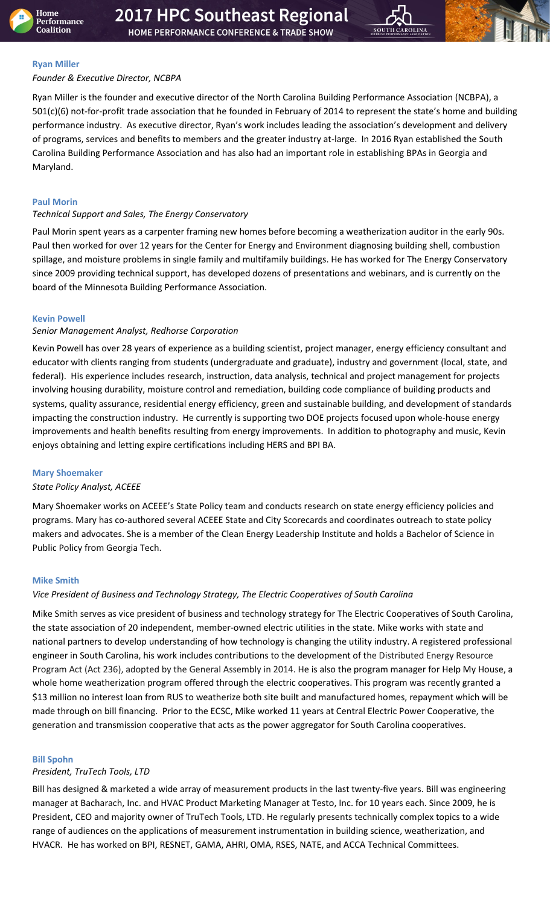### Ryan Miller

*Founder & Executive Director, NCBPA*

Ryan Miller is the founder and executive director of the North Carolina Building Performance Association (NCBPA), a 501(c)(6) not-for-profit trade association that he founded in February of 2014 to represent the state's home and building performance industry. As executive director, Ryan's work includes leading the association's development and delivery of programs, services and benefits to members and the greater industry at-large. In 2016 Ryan established the South Carolina Building Performance Association and has also had an important role in establishing BPAs in Georgia and Maryland.

### Paul Morin

*Technical Support and Sales, The Energy Conservatory*

Paul Morin spent years as a carpenter framing new homes before becoming a weatherization auditor in the early 90s. Paul then worked for over 12 years for the Center for Energy and Environment diagnosing building shell, combustion spillage, and moisture problems in single family and multifamily buildings. He has worked for The Energy Conservatory since 2009 providing technical support, has developed dozens of presentations and webinars, and is currently on the board of the Minnesota Building Performance Association.

### Kevin Powell

*Senior Management Analyst, Redhorse Corporation*

Kevin Powell has over 28 years of experience as a building scientist, project manager, energy efficiency consultant and educator with clients ranging from students (undergraduate and graduate), industry and government (local, state, and federal). His experience includes research, instruction, data analysis, technical and project management for projects involving housing durability, moisture control and remediation, building code compliance of building products and systems, quality assurance, residential energy efficiency, green and sustainable building, and development of standards impacting the construction industry. He currently is supporting two DOE projects focused upon whole-house energy improvements and health benefits resulting from energy improvements. In addition to photography and music, Kevin enjoys obtaining and letting expire certifications including HERS and BPI BA.

### Mary Shoemaker

*State Policy Analyst, ACEEE*

Mary Shoemaker works on ACEEE's State Policy team and conducts research on state energy efficiency policies and programs. Mary has co-authored several ACEEE State and City Scorecards and coordinates outreach to state policy makers and advocates. She is a member of the Clean Energy Leadership Institute and holds a Bachelor of Science in Public Policy from Georgia Tech.

### Mike Smith

*Vice President of Business and Technology Strategy, The Electric Cooperatives of South Carolina*

Mike Smith serves as vice president of business and technology strategy for The Electric Cooperatives of South Carolina, the state association of 20 independent, member-owned electric utilities in the state. Mike works with state and national partners to develop understanding of how technology is changing the utility industry. A registered professional engineer in South Carolina, his work includes contributions to the development of the Distributed Energy Resource Program Act (Act 236), adopted by the General Assembly in 2014. He is also the program manager for Help My House, a whole home weatherization program offered through the electric cooperatives. This program was recently granted a $13 million no interest loan from RUS to weatherize both site built and manufactured homes, repayment which will be made through on bill financing. Prior to the ECSC, Mike worked 11 years at Central Electric Power Cooperative, the generation and transmission cooperative that acts as the power aggregator for South Carolina cooperatives.

### Bill Spohn

*President, TruTech Tools, LTD*

Bill has designed & marketed a wide array of measurement products in the last twenty-five years. Bill was engineering manager at Bacharach, Inc. and HVAC Product Marketing Manager at Testo, Inc. for 10 years each. Since 2009, he is President, CEO and majority owner of TruTech Tools, LTD. He regularly presents technically complex topics to a wide range of audiences on the applications of measurement instrumentation in building science, weatherization, and HVACR. He has worked on BPI, RESNET, GAMA, AHRI, OMA, RSES, NATE, and ACCA Technical Committees.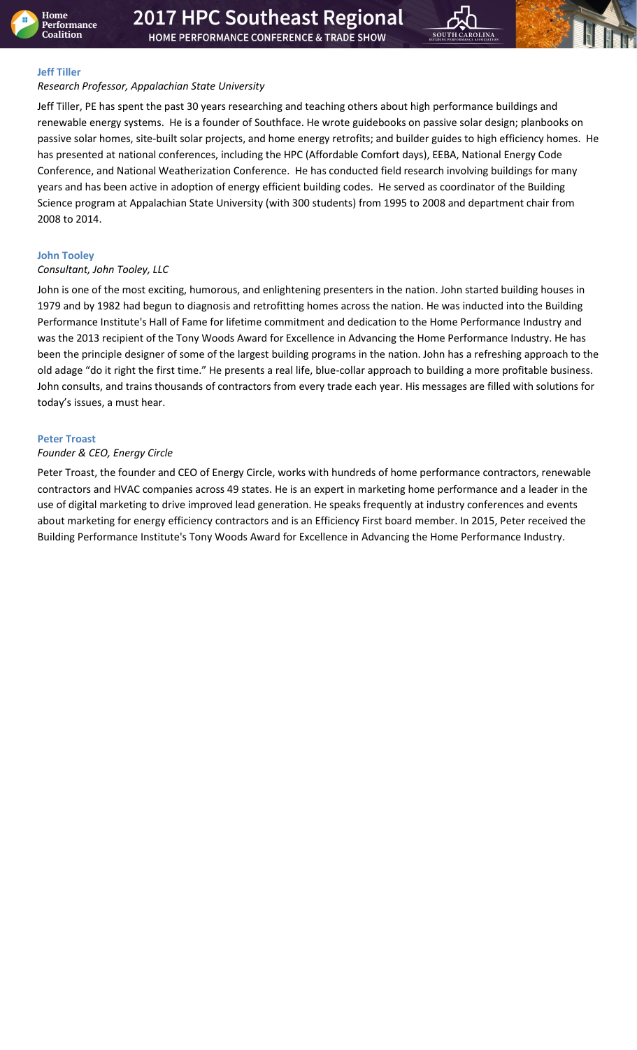### Jeff Tiller

*Research Professor, Appalachian State University*

Jeff Tiller, PE has spent the past 30 years researching and teaching others about high performance buildings and renewable energy systems. He is a founder of Southface. He wrote guidebooks on passive solar design; planbooks on passive solar homes, site-built solar projects, and home energy retrofits; and builder guides to high efficiency homes. He has presented at national conferences, including the HPC (Affordable Comfort days), EEBA, National Energy Code Conference, and National Weatherization Conference. He has conducted field research involving buildings for many years and has been active in adoption of energy efficient building codes. He served as coordinator of the Building Science program at Appalachian State University (with 300 students) from 1995 to 2008 and department chair from 2008 to 2014.

### John Tooley

*Consultant, John Tooley, LLC*

John is one of the most exciting, humorous, and enlightening presenters in the nation. John started building houses in 1979 and by 1982 had begun to diagnosis and retrofitting homes across the nation. He was inducted into the Building Performance Institute's Hall of Fame for lifetime commitment and dedication to the Home Performance Industry and was the 2013 recipient of the Tony Woods Award for Excellence in Advancing the Home Performance Industry. He has been the principle designer of some of the largest building programs in the nation. John has a refreshing approach to the old adage "do it right the first time." He presents a real life, blue-collar approach to building a more profitable business. John consults, and trains thousands of contractors from every trade each year. His messages are filled with solutions for today's issues, a must hear.

### Peter Troast

*Founder & CEO, Energy Circle*

Peter Troast, the founder and CEO of Energy Circle, works with hundreds of home performance contractors, renewable contractors and HVAC companies across 49 states. He is an expert in marketing home performance and a leader in the use of digital marketing to drive improved lead generation. He speaks frequently at industry conferences and events about marketing for energy efficiency contractors and is an Efficiency First board member. In 2015, Peter received the Building Performance Institute's Tony Woods Award for Excellence in Advancing the Home Performance Industry.